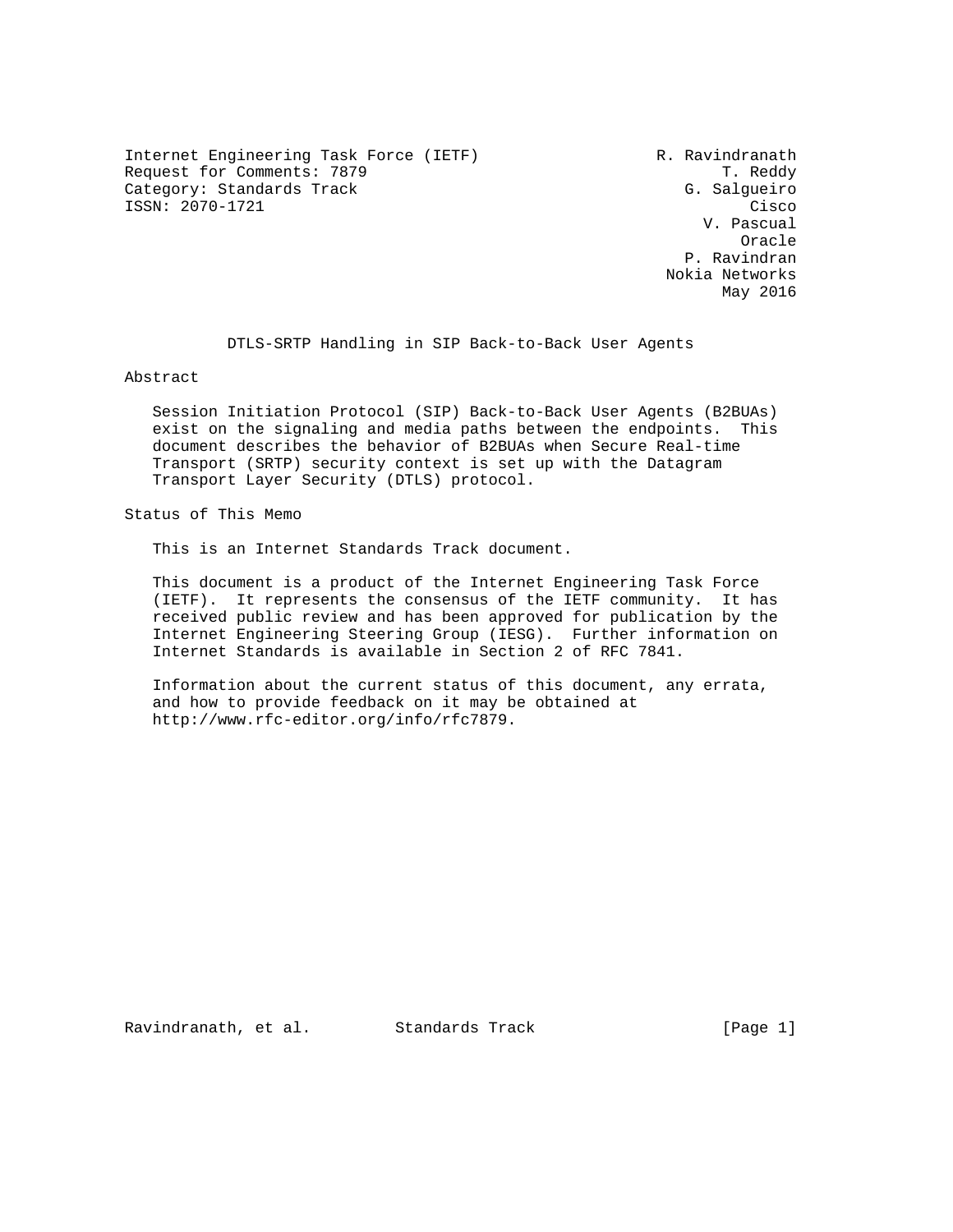Internet Engineering Task Force (IETF) R. Ravindranath
Request for Comments: 7879 T. Reddy
Category: Standards Track G. Salgueiro
ISSN: 2070-1721 Cisco
V. Pascual
Oracle
P. Ravindran
Nokia Networks
May 2016

# DTLS-SRTP Handling in SIP Back-to-Back User Agents

## Abstract

Session Initiation Protocol (SIP) Back-to-Back User Agents (B2BUAs) exist on the signaling and media paths between the endpoints. This document describes the behavior of B2BUAs when Secure Real-time Transport (SRTP) security context is set up with the Datagram Transport Layer Security (DTLS) protocol.

## Status of This Memo

This is an Internet Standards Track document.

This document is a product of the Internet Engineering Task Force (IETF). It represents the consensus of the IETF community. It has received public review and has been approved for publication by the Internet Engineering Steering Group (IESG). Further information on Internet Standards is available in Section 2 of RFC 7841.

Information about the current status of this document, any errata, and how to provide feedback on it may be obtained at http://www.rfc-editor.org/info/rfc7879.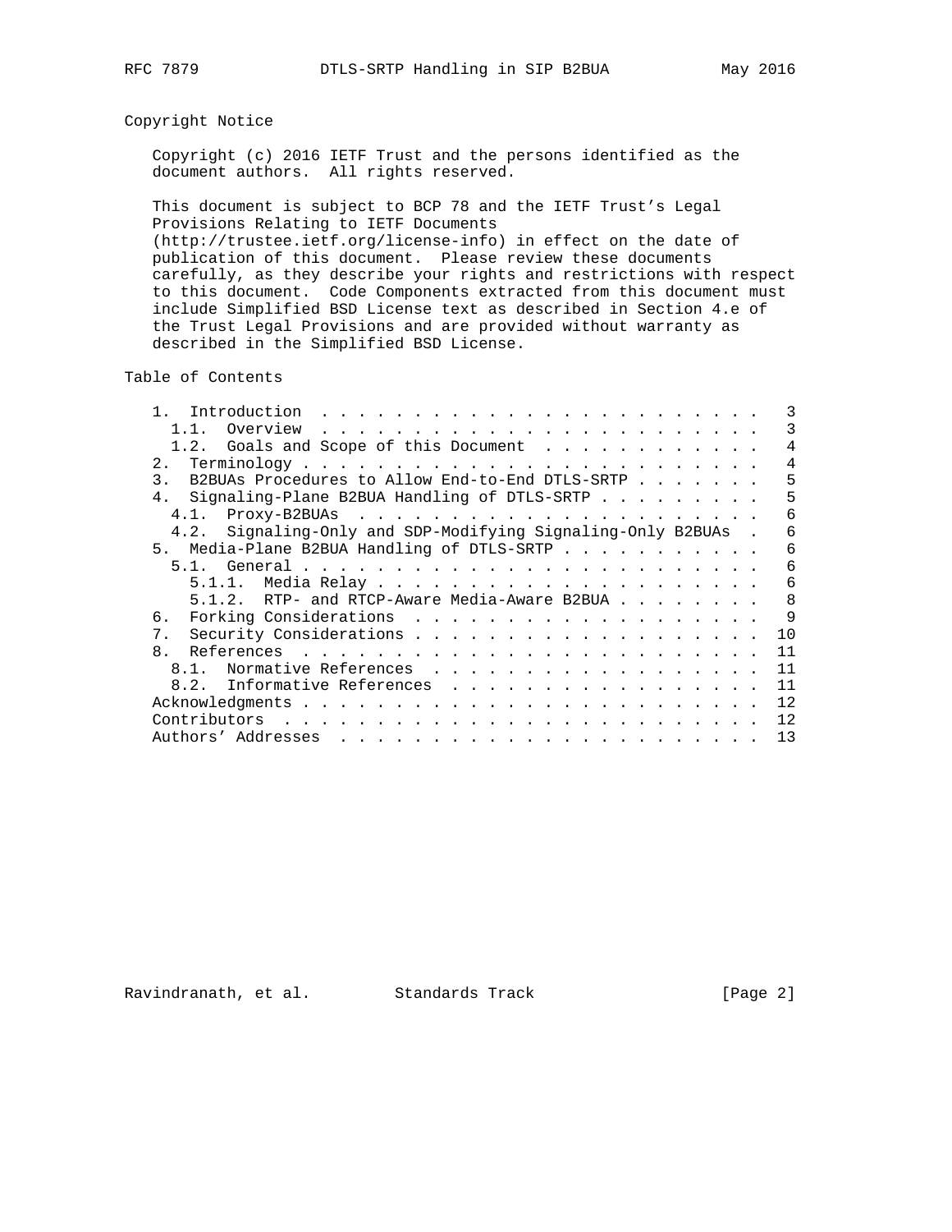## Copyright Notice

Copyright (c) 2016 IETF Trust and the persons identified as the document authors. All rights reserved.

This document is subject to BCP 78 and the IETF Trust's Legal Provisions Relating to IETF Documents (http://trustee.ietf.org/license-info) in effect on the date of publication of this document. Please review these documents carefully, as they describe your rights and restrictions with respect to this document. Code Components extracted from this document must include Simplified BSD License text as described in Section 4.e of the Trust Legal Provisions and are provided without warranty as described in the Simplified BSD License.

## Table of Contents

```
   1.  Introduction  . . . . . . . . . . . . . . . . . . . . . . . .   3
     1.1.  Overview  . . . . . . . . . . . . . . . . . . . . . . . .   3
     1.2.  Goals and Scope of this Document  . . . . . . . . . . . .   4
   2.  Terminology . . . . . . . . . . . . . . . . . . . . . . . . .   4
   3.  B2BUAs Procedures to Allow End-to-End DTLS-SRTP . . . . . . .   5
   4.  Signaling-Plane B2BUA Handling of DTLS-SRTP . . . . . . . . .   5
     4.1.  Proxy-B2BUAs  . . . . . . . . . . . . . . . . . . . . . .   6
     4.2.  Signaling-Only and SDP-Modifying Signaling-Only B2BUAs  .   6
   5.  Media-Plane B2BUA Handling of DTLS-SRTP . . . . . . . . . . .   6
     5.1.  General . . . . . . . . . . . . . . . . . . . . . . . . .   6
       5.1.1.  Media Relay . . . . . . . . . . . . . . . . . . . . .   6
       5.1.2.  RTP- and RTCP-Aware Media-Aware B2BUA . . . . . . . .   8
   6.  Forking Considerations  . . . . . . . . . . . . . . . . . . .   9
   7.  Security Considerations . . . . . . . . . . . . . . . . . . .  10
   8.  References  . . . . . . . . . . . . . . . . . . . . . . . . .  11
     8.1.  Normative References  . . . . . . . . . . . . . . . . . .  11
     8.2.  Informative References  . . . . . . . . . . . . . . . . .  11
   Acknowledgments . . . . . . . . . . . . . . . . . . . . . . . . .  12
   Contributors  . . . . . . . . . . . . . . . . . . . . . . . . . .  12
   Authors' Addresses  . . . . . . . . . . . . . . . . . . . . . . .  13
```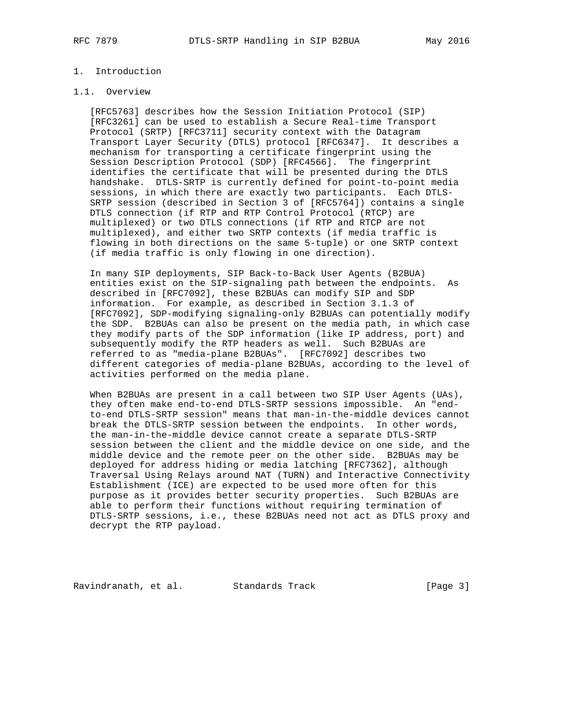# 1. Introduction

## 1.1. Overview

[RFC5763] describes how the Session Initiation Protocol (SIP) [RFC3261] can be used to establish a Secure Real-time Transport Protocol (SRTP) [RFC3711] security context with the Datagram Transport Layer Security (DTLS) protocol [RFC6347]. It describes a mechanism for transporting a certificate fingerprint using the Session Description Protocol (SDP) [RFC4566]. The fingerprint identifies the certificate that will be presented during the DTLS handshake. DTLS-SRTP is currently defined for point-to-point media sessions, in which there are exactly two participants. Each DTLS-SRTP session (described in Section 3 of [RFC5764]) contains a single DTLS connection (if RTP and RTP Control Protocol (RTCP) are multiplexed) or two DTLS connections (if RTP and RTCP are not multiplexed), and either two SRTP contexts (if media traffic is flowing in both directions on the same 5-tuple) or one SRTP context (if media traffic is only flowing in one direction).

In many SIP deployments, SIP Back-to-Back User Agents (B2BUA) entities exist on the SIP-signaling path between the endpoints. As described in [RFC7092], these B2BUAs can modify SIP and SDP information. For example, as described in Section 3.1.3 of [RFC7092], SDP-modifying signaling-only B2BUAs can potentially modify the SDP. B2BUAs can also be present on the media path, in which case they modify parts of the SDP information (like IP address, port) and subsequently modify the RTP headers as well. Such B2BUAs are referred to as "media-plane B2BUAs". [RFC7092] describes two different categories of media-plane B2BUAs, according to the level of activities performed on the media plane.

When B2BUAs are present in a call between two SIP User Agents (UAs), they often make end-to-end DTLS-SRTP sessions impossible. An "end-to-end DTLS-SRTP session" means that man-in-the-middle devices cannot break the DTLS-SRTP session between the endpoints. In other words, the man-in-the-middle device cannot create a separate DTLS-SRTP session between the client and the middle device on one side, and the middle device and the remote peer on the other side. B2BUAs may be deployed for address hiding or media latching [RFC7362], although Traversal Using Relays around NAT (TURN) and Interactive Connectivity Establishment (ICE) are expected to be used more often for this purpose as it provides better security properties. Such B2BUAs are able to perform their functions without requiring termination of DTLS-SRTP sessions, i.e., these B2BUAs need not act as DTLS proxy and decrypt the RTP payload.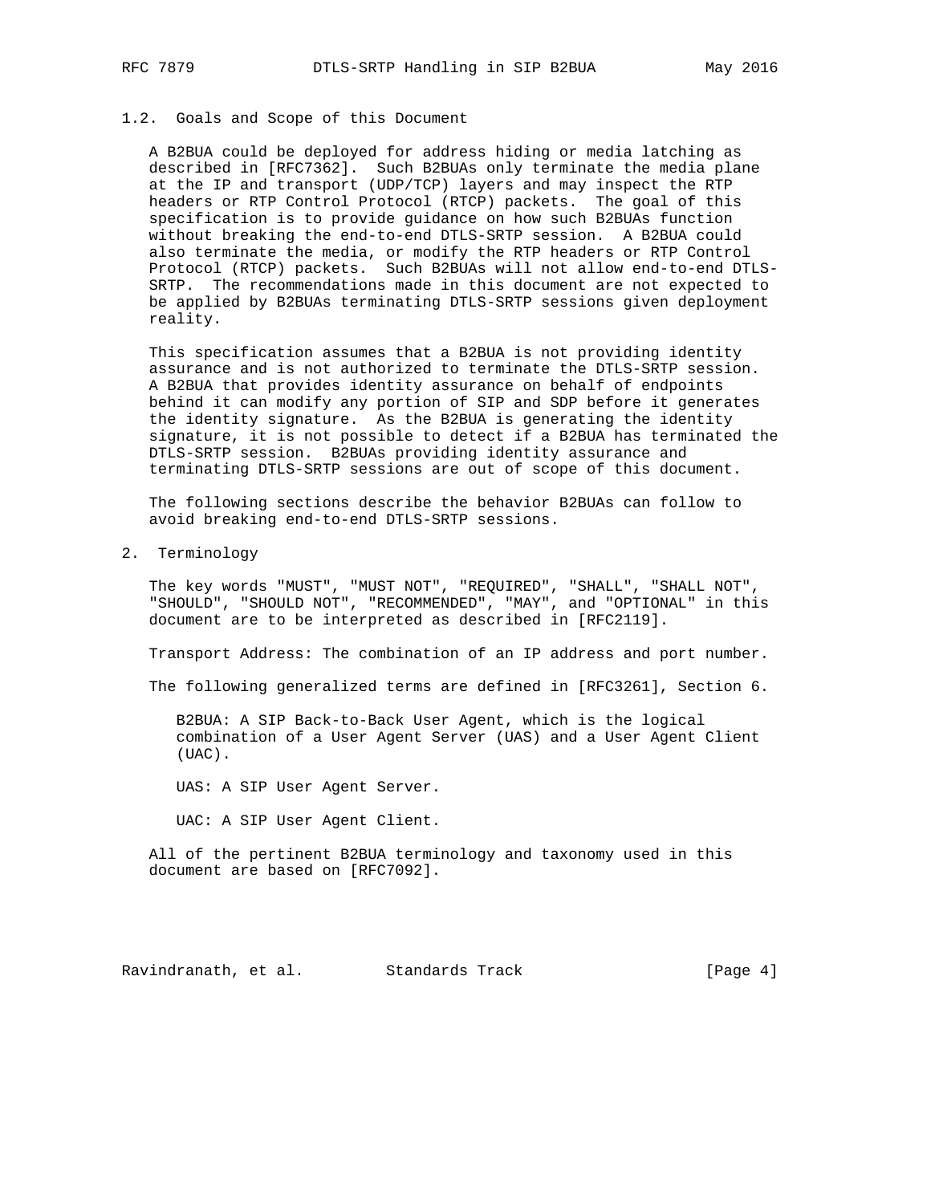### 1.2. Goals and Scope of this Document

A B2BUA could be deployed for address hiding or media latching as described in [RFC7362]. Such B2BUAs only terminate the media plane at the IP and transport (UDP/TCP) layers and may inspect the RTP headers or RTP Control Protocol (RTCP) packets. The goal of this specification is to provide guidance on how such B2BUAs function without breaking the end-to-end DTLS-SRTP session. A B2BUA could also terminate the media, or modify the RTP headers or RTP Control Protocol (RTCP) packets. Such B2BUAs will not allow end-to-end DTLS-SRTP. The recommendations made in this document are not expected to be applied by B2BUAs terminating DTLS-SRTP sessions given deployment reality.

This specification assumes that a B2BUA is not providing identity assurance and is not authorized to terminate the DTLS-SRTP session. A B2BUA that provides identity assurance on behalf of endpoints behind it can modify any portion of SIP and SDP before it generates the identity signature. As the B2BUA is generating the identity signature, it is not possible to detect if a B2BUA has terminated the DTLS-SRTP session. B2BUAs providing identity assurance and terminating DTLS-SRTP sessions are out of scope of this document.

The following sections describe the behavior B2BUAs can follow to avoid breaking end-to-end DTLS-SRTP sessions.

## 2. Terminology

The key words "MUST", "MUST NOT", "REQUIRED", "SHALL", "SHALL NOT", "SHOULD", "SHOULD NOT", "RECOMMENDED", "MAY", and "OPTIONAL" in this document are to be interpreted as described in [RFC2119].

Transport Address: The combination of an IP address and port number.

The following generalized terms are defined in [RFC3261], Section 6.

B2BUA: A SIP Back-to-Back User Agent, which is the logical combination of a User Agent Server (UAS) and a User Agent Client (UAC).

UAS: A SIP User Agent Server.

UAC: A SIP User Agent Client.

All of the pertinent B2BUA terminology and taxonomy used in this document are based on [RFC7092].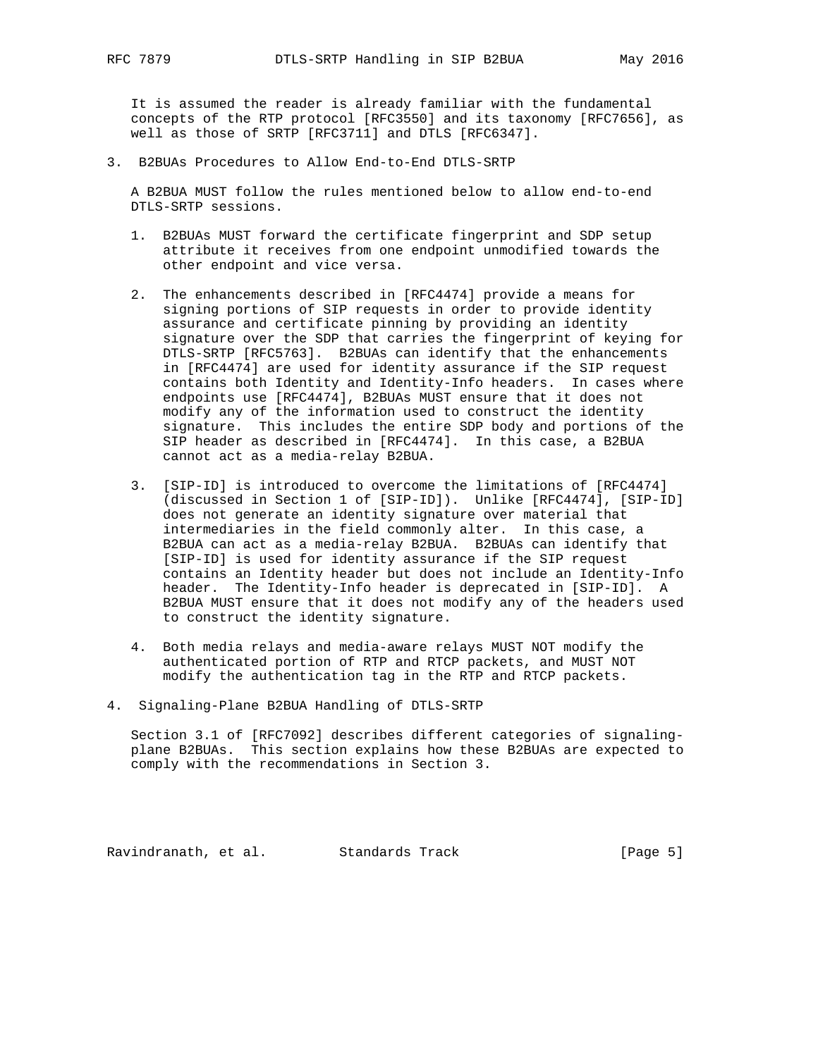It is assumed the reader is already familiar with the fundamental concepts of the RTP protocol [RFC3550] and its taxonomy [RFC7656], as well as those of SRTP [RFC3711] and DTLS [RFC6347].

## 3. B2BUAs Procedures to Allow End-to-End DTLS-SRTP

A B2BUA MUST follow the rules mentioned below to allow end-to-end DTLS-SRTP sessions.

1. B2BUAs MUST forward the certificate fingerprint and SDP setup attribute it receives from one endpoint unmodified towards the other endpoint and vice versa.

2. The enhancements described in [RFC4474] provide a means for signing portions of SIP requests in order to provide identity assurance and certificate pinning by providing an identity signature over the SDP that carries the fingerprint of keying for DTLS-SRTP [RFC5763]. B2BUAs can identify that the enhancements in [RFC4474] are used for identity assurance if the SIP request contains both Identity and Identity-Info headers. In cases where endpoints use [RFC4474], B2BUAs MUST ensure that it does not modify any of the information used to construct the identity signature. This includes the entire SDP body and portions of the SIP header as described in [RFC4474]. In this case, a B2BUA cannot act as a media-relay B2BUA.

3. [SIP-ID] is introduced to overcome the limitations of [RFC4474] (discussed in Section 1 of [SIP-ID]). Unlike [RFC4474], [SIP-ID] does not generate an identity signature over material that intermediaries in the field commonly alter. In this case, a B2BUA can act as a media-relay B2BUA. B2BUAs can identify that [SIP-ID] is used for identity assurance if the SIP request contains an Identity header but does not include an Identity-Info header. The Identity-Info header is deprecated in [SIP-ID]. A B2BUA MUST ensure that it does not modify any of the headers used to construct the identity signature.

4. Both media relays and media-aware relays MUST NOT modify the authenticated portion of RTP and RTCP packets, and MUST NOT modify the authentication tag in the RTP and RTCP packets.

## 4. Signaling-Plane B2BUA Handling of DTLS-SRTP

Section 3.1 of [RFC7092] describes different categories of signaling-plane B2BUAs. This section explains how these B2BUAs are expected to comply with the recommendations in Section 3.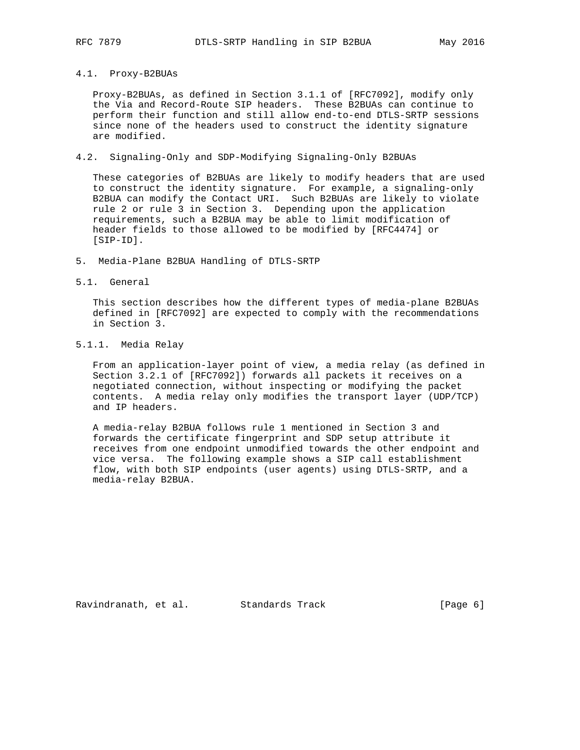### 4.1. Proxy-B2BUAs

Proxy-B2BUAs, as defined in Section 3.1.1 of [RFC7092], modify only the Via and Record-Route SIP headers. These B2BUAs can continue to perform their function and still allow end-to-end DTLS-SRTP sessions since none of the headers used to construct the identity signature are modified.

### 4.2. Signaling-Only and SDP-Modifying Signaling-Only B2BUAs

These categories of B2BUAs are likely to modify headers that are used to construct the identity signature. For example, a signaling-only B2BUA can modify the Contact URI. Such B2BUAs are likely to violate rule 2 or rule 3 in Section 3. Depending upon the application requirements, such a B2BUA may be able to limit modification of header fields to those allowed to be modified by [RFC4474] or [SIP-ID].

## 5. Media-Plane B2BUA Handling of DTLS-SRTP

### 5.1. General

This section describes how the different types of media-plane B2BUAs defined in [RFC7092] are expected to comply with the recommendations in Section 3.

#### 5.1.1. Media Relay

From an application-layer point of view, a media relay (as defined in Section 3.2.1 of [RFC7092]) forwards all packets it receives on a negotiated connection, without inspecting or modifying the packet contents. A media relay only modifies the transport layer (UDP/TCP) and IP headers.

A media-relay B2BUA follows rule 1 mentioned in Section 3 and forwards the certificate fingerprint and SDP setup attribute it receives from one endpoint unmodified towards the other endpoint and vice versa. The following example shows a SIP call establishment flow, with both SIP endpoints (user agents) using DTLS-SRTP, and a media-relay B2BUA.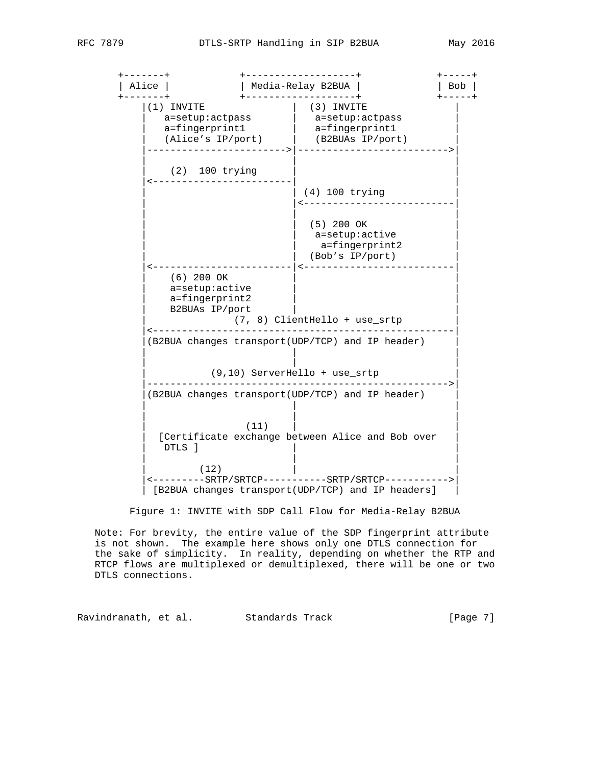```
     +-------+            +-------------------+             +-----+
     | Alice |            | Media-Relay B2BUA |             | Bob |
     +-------+            +-------------------+             +-----+
         |(1) INVITE               |  (3) INVITE               |
         |   a=setup:actpass       |   a=setup:actpass         |
         |   a=fingerprint1        |   a=fingerprint1          |
         |   (Alice's IP/port)     |   (B2BUAs IP/port)        |
         |------------------------>|-------------------------->|
         |                         |                           |
         |    (2)  100 trying      |                           |
         |<------------------------|                           |
         |                         | (4) 100 trying            |
         |                         |<--------------------------|
         |                         |                           |
         |                         |  (5) 200 OK               |
         |                         |   a=setup:active          |
         |                         |    a=fingerprint2         |
         |                         |  (Bob's IP/port)          |
         |<------------------------|<--------------------------|
         |    (6) 200 OK           |                           |
         |    a=setup:active       |                           |
         |    a=fingerprint2       |                           |
         |    B2BUAs IP/port       |                           |
         |               (7, 8) ClientHello + use_srtp         |
         |<----------------------------------------------------|
         |(B2BUA changes transport(UDP/TCP) and IP header)     |
         |                         |                           |
         |                         |                           |
         |           (9,10) ServerHello + use_srtp             |
         |---------------------------------------------------->|
         |(B2BUA changes transport(UDP/TCP) and IP header)     |
         |                         |                           |
         |                         |                           |
         |                  (11)   |                           |
         |  [Certificate exchange between Alice and Bob over   |
         |   DTLS ]                |                           |
         |                         |                           |
         |         (12)            |                           |
         |<---------SRTP/SRTCP-----------SRTP/SRTCP----------->|
         | [B2BUA changes transport(UDP/TCP) and IP headers]   |
```

Figure 1: INVITE with SDP Call Flow for Media-Relay B2BUA

Note: For brevity, the entire value of the SDP fingerprint attribute is not shown. The example here shows only one DTLS connection for the sake of simplicity. In reality, depending on whether the RTP and RTCP flows are multiplexed or demultiplexed, there will be one or two DTLS connections.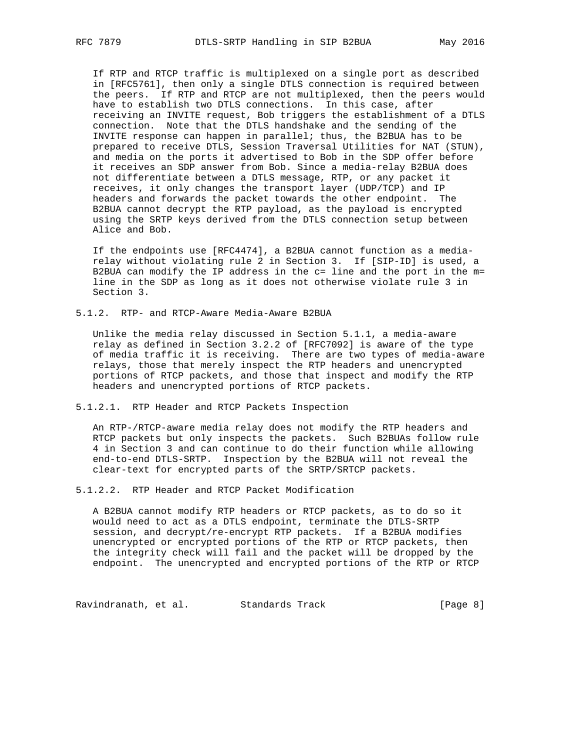If RTP and RTCP traffic is multiplexed on a single port as described in [RFC5761], then only a single DTLS connection is required between the peers. If RTP and RTCP are not multiplexed, then the peers would have to establish two DTLS connections. In this case, after receiving an INVITE request, Bob triggers the establishment of a DTLS connection. Note that the DTLS handshake and the sending of the INVITE response can happen in parallel; thus, the B2BUA has to be prepared to receive DTLS, Session Traversal Utilities for NAT (STUN), and media on the ports it advertised to Bob in the SDP offer before it receives an SDP answer from Bob. Since a media-relay B2BUA does not differentiate between a DTLS message, RTP, or any packet it receives, it only changes the transport layer (UDP/TCP) and IP headers and forwards the packet towards the other endpoint. The B2BUA cannot decrypt the RTP payload, as the payload is encrypted using the SRTP keys derived from the DTLS connection setup between Alice and Bob.

If the endpoints use [RFC4474], a B2BUA cannot function as a media-relay without violating rule 2 in Section 3. If [SIP-ID] is used, a B2BUA can modify the IP address in the c= line and the port in the m= line in the SDP as long as it does not otherwise violate rule 3 in Section 3.

#### 5.1.2. RTP- and RTCP-Aware Media-Aware B2BUA

Unlike the media relay discussed in Section 5.1.1, a media-aware relay as defined in Section 3.2.2 of [RFC7092] is aware of the type of media traffic it is receiving. There are two types of media-aware relays, those that merely inspect the RTP headers and unencrypted portions of RTCP packets, and those that inspect and modify the RTP headers and unencrypted portions of RTCP packets.

##### 5.1.2.1. RTP Header and RTCP Packets Inspection

An RTP-/RTCP-aware media relay does not modify the RTP headers and RTCP packets but only inspects the packets. Such B2BUAs follow rule 4 in Section 3 and can continue to do their function while allowing end-to-end DTLS-SRTP. Inspection by the B2BUA will not reveal the clear-text for encrypted parts of the SRTP/SRTCP packets.

##### 5.1.2.2. RTP Header and RTCP Packet Modification

A B2BUA cannot modify RTP headers or RTCP packets, as to do so it would need to act as a DTLS endpoint, terminate the DTLS-SRTP session, and decrypt/re-encrypt RTP packets. If a B2BUA modifies unencrypted or encrypted portions of the RTP or RTCP packets, then the integrity check will fail and the packet will be dropped by the endpoint. The unencrypted and encrypted portions of the RTP or RTCP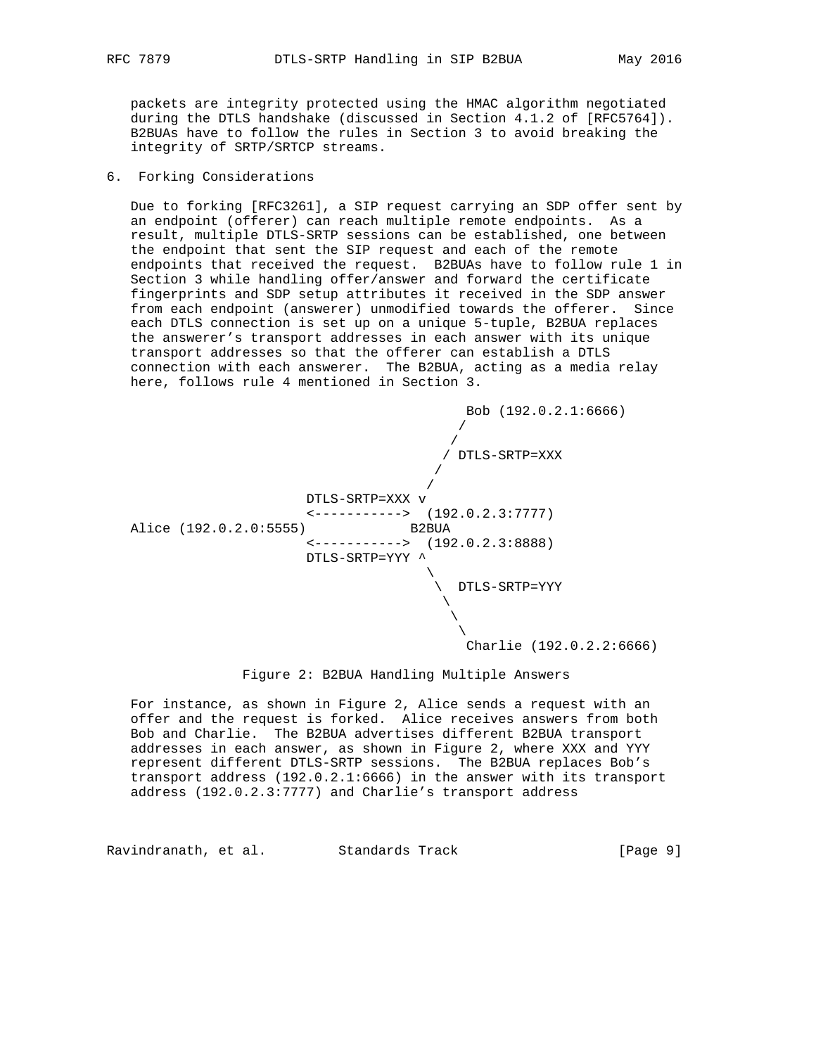packets are integrity protected using the HMAC algorithm negotiated during the DTLS handshake (discussed in Section 4.1.2 of [RFC5764]). B2BUAs have to follow the rules in Section 3 to avoid breaking the integrity of SRTP/SRTCP streams.

## 6. Forking Considerations

Due to forking [RFC3261], a SIP request carrying an SDP offer sent by an endpoint (offerer) can reach multiple remote endpoints. As a result, multiple DTLS-SRTP sessions can be established, one between the endpoint that sent the SIP request and each of the remote endpoints that received the request. B2BUAs have to follow rule 1 in Section 3 while handling offer/answer and forward the certificate fingerprints and SDP setup attributes it received in the SDP answer from each endpoint (answerer) unmodified towards the offerer. Since each DTLS connection is set up on a unique 5-tuple, B2BUA replaces the answerer's transport addresses in each answer with its unique transport addresses so that the offerer can establish a DTLS connection with each answerer. The B2BUA, acting as a media relay here, follows rule 4 mentioned in Section 3.

```
                                        Bob (192.0.2.1:6666)
                                       /
                                      /
                                     / DTLS-SRTP=XXX
                                    /
                                   /
                     DTLS-SRTP=XXX v
                     <----------->  (192.0.2.3:7777)
Alice (192.0.2.0:5555)            B2BUA
                     <----------->  (192.0.2.3:8888)
                     DTLS-SRTP=YYY ^
                                    \
                                     \  DTLS-SRTP=YYY
                                      \
                                       \
                                        \
                                         Charlie (192.0.2.2:6666)
```

Figure 2: B2BUA Handling Multiple Answers

For instance, as shown in Figure 2, Alice sends a request with an offer and the request is forked. Alice receives answers from both Bob and Charlie. The B2BUA advertises different B2BUA transport addresses in each answer, as shown in Figure 2, where XXX and YYY represent different DTLS-SRTP sessions. The B2BUA replaces Bob's transport address (192.0.2.1:6666) in the answer with its transport address (192.0.2.3:7777) and Charlie's transport address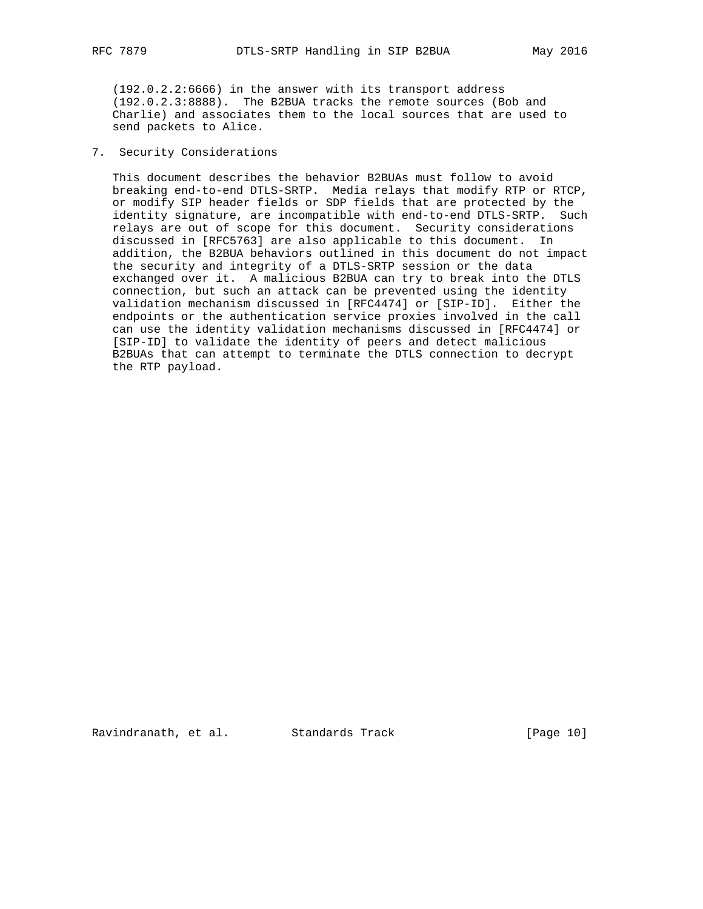(192.0.2.2:6666) in the answer with its transport address (192.0.2.3:8888). The B2BUA tracks the remote sources (Bob and Charlie) and associates them to the local sources that are used to send packets to Alice.

## 7. Security Considerations

This document describes the behavior B2BUAs must follow to avoid breaking end-to-end DTLS-SRTP. Media relays that modify RTP or RTCP, or modify SIP header fields or SDP fields that are protected by the identity signature, are incompatible with end-to-end DTLS-SRTP. Such relays are out of scope for this document. Security considerations discussed in [RFC5763] are also applicable to this document. In addition, the B2BUA behaviors outlined in this document do not impact the security and integrity of a DTLS-SRTP session or the data exchanged over it. A malicious B2BUA can try to break into the DTLS connection, but such an attack can be prevented using the identity validation mechanism discussed in [RFC4474] or [SIP-ID]. Either the endpoints or the authentication service proxies involved in the call can use the identity validation mechanisms discussed in [RFC4474] or [SIP-ID] to validate the identity of peers and detect malicious B2BUAs that can attempt to terminate the DTLS connection to decrypt the RTP payload.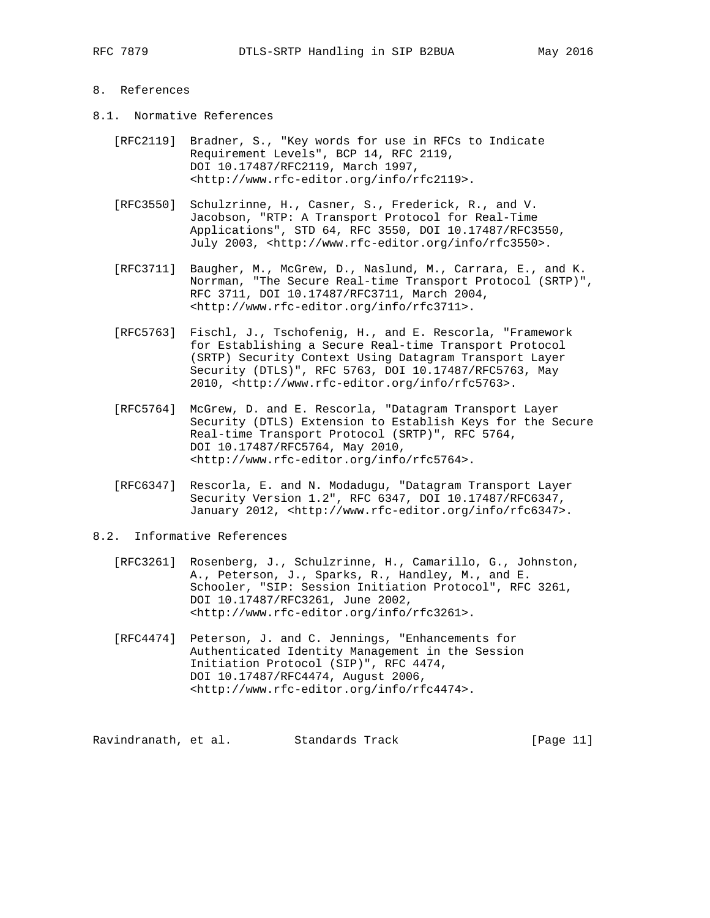## 8. References

### 8.1. Normative References

[RFC2119] Bradner, S., "Key words for use in RFCs to Indicate Requirement Levels", BCP 14, RFC 2119, DOI 10.17487/RFC2119, March 1997, <http://www.rfc-editor.org/info/rfc2119>.

[RFC3550] Schulzrinne, H., Casner, S., Frederick, R., and V. Jacobson, "RTP: A Transport Protocol for Real-Time Applications", STD 64, RFC 3550, DOI 10.17487/RFC3550, July 2003, <http://www.rfc-editor.org/info/rfc3550>.

[RFC3711] Baugher, M., McGrew, D., Naslund, M., Carrara, E., and K. Norrman, "The Secure Real-time Transport Protocol (SRTP)", RFC 3711, DOI 10.17487/RFC3711, March 2004, <http://www.rfc-editor.org/info/rfc3711>.

[RFC5763] Fischl, J., Tschofenig, H., and E. Rescorla, "Framework for Establishing a Secure Real-time Transport Protocol (SRTP) Security Context Using Datagram Transport Layer Security (DTLS)", RFC 5763, DOI 10.17487/RFC5763, May 2010, <http://www.rfc-editor.org/info/rfc5763>.

[RFC5764] McGrew, D. and E. Rescorla, "Datagram Transport Layer Security (DTLS) Extension to Establish Keys for the Secure Real-time Transport Protocol (SRTP)", RFC 5764, DOI 10.17487/RFC5764, May 2010, <http://www.rfc-editor.org/info/rfc5764>.

[RFC6347] Rescorla, E. and N. Modadugu, "Datagram Transport Layer Security Version 1.2", RFC 6347, DOI 10.17487/RFC6347, January 2012, <http://www.rfc-editor.org/info/rfc6347>.

### 8.2. Informative References

[RFC3261] Rosenberg, J., Schulzrinne, H., Camarillo, G., Johnston, A., Peterson, J., Sparks, R., Handley, M., and E. Schooler, "SIP: Session Initiation Protocol", RFC 3261, DOI 10.17487/RFC3261, June 2002, <http://www.rfc-editor.org/info/rfc3261>.

[RFC4474] Peterson, J. and C. Jennings, "Enhancements for Authenticated Identity Management in the Session Initiation Protocol (SIP)", RFC 4474, DOI 10.17487/RFC4474, August 2006, <http://www.rfc-editor.org/info/rfc4474>.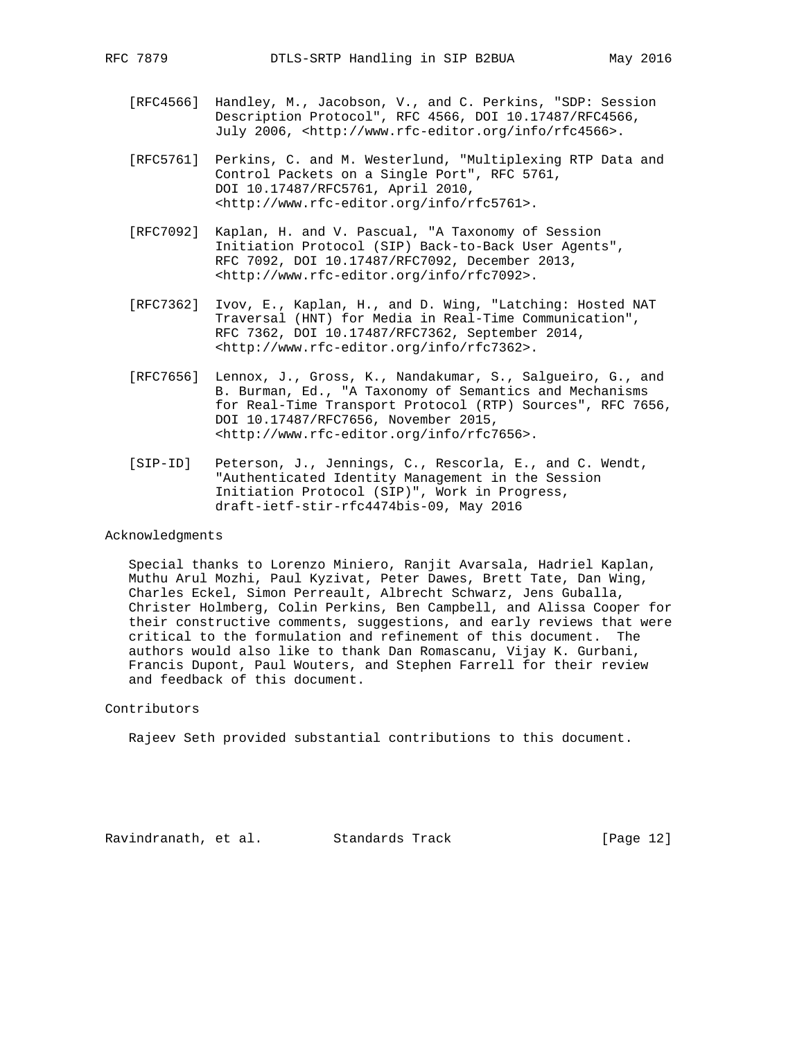[RFC4566] Handley, M., Jacobson, V., and C. Perkins, "SDP: Session Description Protocol", RFC 4566, DOI 10.17487/RFC4566, July 2006, <http://www.rfc-editor.org/info/rfc4566>.

[RFC5761] Perkins, C. and M. Westerlund, "Multiplexing RTP Data and Control Packets on a Single Port", RFC 5761, DOI 10.17487/RFC5761, April 2010, <http://www.rfc-editor.org/info/rfc5761>.

[RFC7092] Kaplan, H. and V. Pascual, "A Taxonomy of Session Initiation Protocol (SIP) Back-to-Back User Agents", RFC 7092, DOI 10.17487/RFC7092, December 2013, <http://www.rfc-editor.org/info/rfc7092>.

[RFC7362] Ivov, E., Kaplan, H., and D. Wing, "Latching: Hosted NAT Traversal (HNT) for Media in Real-Time Communication", RFC 7362, DOI 10.17487/RFC7362, September 2014, <http://www.rfc-editor.org/info/rfc7362>.

[RFC7656] Lennox, J., Gross, K., Nandakumar, S., Salgueiro, G., and B. Burman, Ed., "A Taxonomy of Semantics and Mechanisms for Real-Time Transport Protocol (RTP) Sources", RFC 7656, DOI 10.17487/RFC7656, November 2015, <http://www.rfc-editor.org/info/rfc7656>.

[SIP-ID] Peterson, J., Jennings, C., Rescorla, E., and C. Wendt, "Authenticated Identity Management in the Session Initiation Protocol (SIP)", Work in Progress, draft-ietf-stir-rfc4474bis-09, May 2016

## Acknowledgments

Special thanks to Lorenzo Miniero, Ranjit Avarsala, Hadriel Kaplan, Muthu Arul Mozhi, Paul Kyzivat, Peter Dawes, Brett Tate, Dan Wing, Charles Eckel, Simon Perreault, Albrecht Schwarz, Jens Guballa, Christer Holmberg, Colin Perkins, Ben Campbell, and Alissa Cooper for their constructive comments, suggestions, and early reviews that were critical to the formulation and refinement of this document. The authors would also like to thank Dan Romascanu, Vijay K. Gurbani, Francis Dupont, Paul Wouters, and Stephen Farrell for their review and feedback of this document.

## Contributors

Rajeev Seth provided substantial contributions to this document.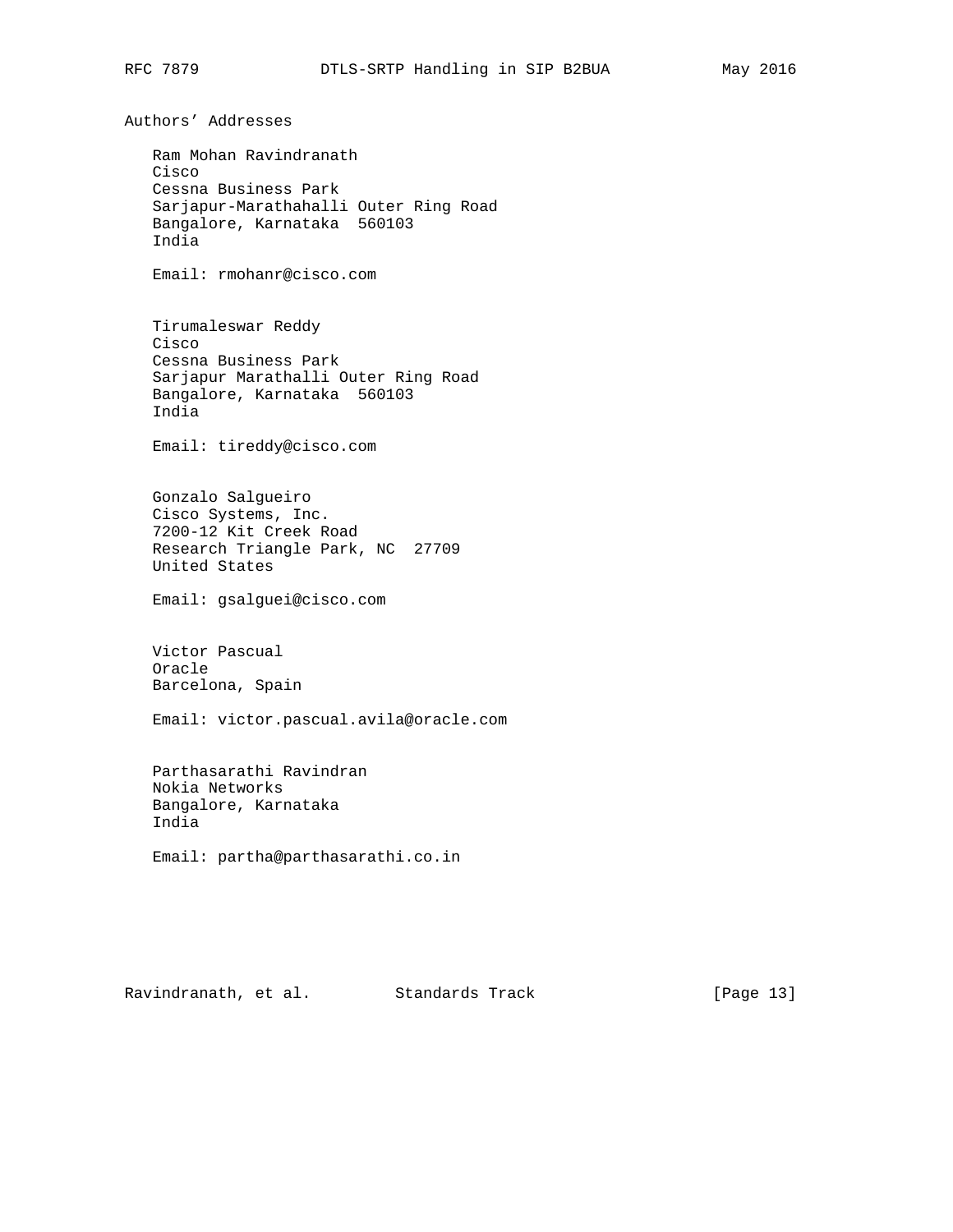## Authors' Addresses

Ram Mohan Ravindranath
Cisco
Cessna Business Park
Sarjapur-Marathahalli Outer Ring Road
Bangalore, Karnataka  560103
India

Email: rmohanr@cisco.com

Tirumaleswar Reddy
Cisco
Cessna Business Park
Sarjapur Marathalli Outer Ring Road
Bangalore, Karnataka  560103
India

Email: tireddy@cisco.com

Gonzalo Salgueiro
Cisco Systems, Inc.
7200-12 Kit Creek Road
Research Triangle Park, NC  27709
United States

Email: gsalguei@cisco.com

Victor Pascual
Oracle
Barcelona, Spain

Email: victor.pascual.avila@oracle.com

Parthasarathi Ravindran
Nokia Networks
Bangalore, Karnataka
India

Email: partha@parthasarathi.co.in